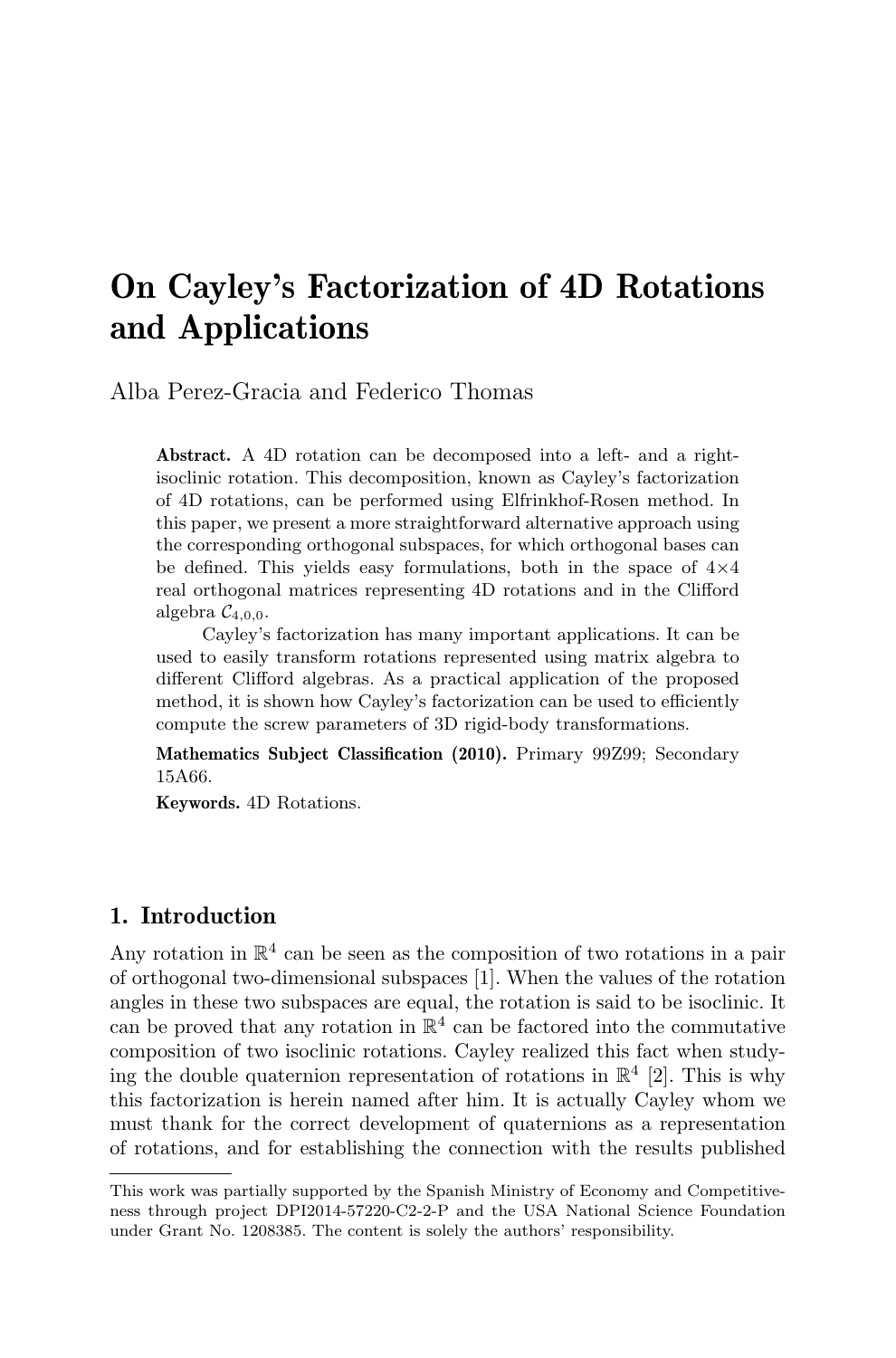# On Cayley's Factorization of 4D Rotations and Applications

Alba Perez-Gracia and Federico Thomas

**Abstract.** A 4D rotation can be decomposed into a left- and a right-isoclinic rotation. This decomposition, known as Cayley's factorization of 4D rotations, can be performed using Elfrinkhof-Rosen method. In this paper, we present a more straightforward alternative approach using the corresponding orthogonal subspaces, for which orthogonal bases can be defined. This yields easy formulations, both in the space of 4×4 real orthogonal matrices representing 4D rotations and in the Clifford algebra $\mathcal{C}_{4,0,0}$.

Cayley's factorization has many important applications. It can be used to easily transform rotations represented using matrix algebra to different Clifford algebras. As a practical application of the proposed method, it is shown how Cayley's factorization can be used to efficiently compute the screw parameters of 3D rigid-body transformations.

**Mathematics Subject Classification (2010).** Primary 99Z99; Secondary 15A66.

**Keywords.** 4D Rotations.

## 1. Introduction

Any rotation in $\mathbb{R}^4$ can be seen as the composition of two rotations in a pair of orthogonal two-dimensional subspaces [1]. When the values of the rotation angles in these two subspaces are equal, the rotation is said to be isoclinic. It can be proved that any rotation in $\mathbb{R}^4$ can be factored into the commutative composition of two isoclinic rotations. Cayley realized this fact when studying the double quaternion representation of rotations in $\mathbb{R}^4$ [2]. This is why this factorization is herein named after him. It is actually Cayley whom we must thank for the correct development of quaternions as a representation of rotations, and for establishing the connection with the results published

This work was partially supported by the Spanish Ministry of Economy and Competitiveness through project DPI2014-57220-C2-2-P and the USA National Science Foundation under Grant No. 1208385. The content is solely the authors' responsibility.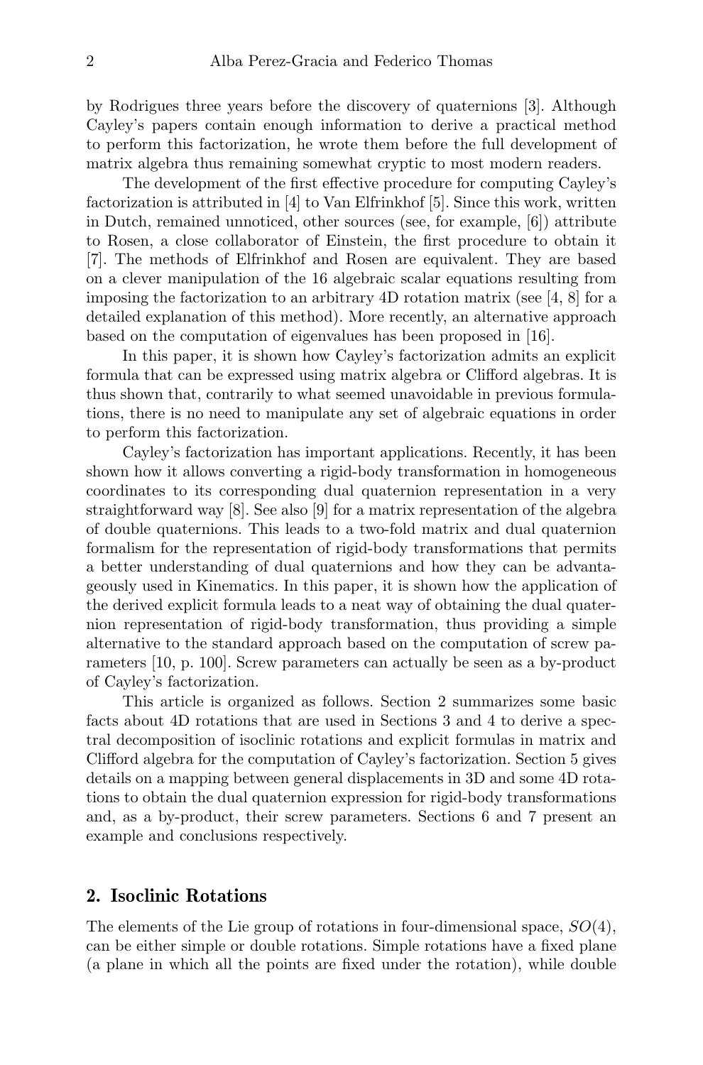by Rodrigues three years before the discovery of quaternions [3]. Although Cayley's papers contain enough information to derive a practical method to perform this factorization, he wrote them before the full development of matrix algebra thus remaining somewhat cryptic to most modern readers.

The development of the first effective procedure for computing Cayley's factorization is attributed in [4] to Van Elfrinkhof [5]. Since this work, written in Dutch, remained unnoticed, other sources (see, for example, [6]) attribute to Rosen, a close collaborator of Einstein, the first procedure to obtain it [7]. The methods of Elfrinkhof and Rosen are equivalent. They are based on a clever manipulation of the 16 algebraic scalar equations resulting from imposing the factorization to an arbitrary 4D rotation matrix (see [4, 8] for a detailed explanation of this method). More recently, an alternative approach based on the computation of eigenvalues has been proposed in [16].

In this paper, it is shown how Cayley's factorization admits an explicit formula that can be expressed using matrix algebra or Clifford algebras. It is thus shown that, contrarily to what seemed unavoidable in previous formulations, there is no need to manipulate any set of algebraic equations in order to perform this factorization.

Cayley's factorization has important applications. Recently, it has been shown how it allows converting a rigid-body transformation in homogeneous coordinates to its corresponding dual quaternion representation in a very straightforward way [8]. See also [9] for a matrix representation of the algebra of double quaternions. This leads to a two-fold matrix and dual quaternion formalism for the representation of rigid-body transformations that permits a better understanding of dual quaternions and how they can be advantageously used in Kinematics. In this paper, it is shown how the application of the derived explicit formula leads to a neat way of obtaining the dual quaternion representation of rigid-body transformation, thus providing a simple alternative to the standard approach based on the computation of screw parameters [10, p. 100]. Screw parameters can actually be seen as a by-product of Cayley's factorization.

This article is organized as follows. Section 2 summarizes some basic facts about 4D rotations that are used in Sections 3 and 4 to derive a spectral decomposition of isoclinic rotations and explicit formulas in matrix and Clifford algebra for the computation of Cayley's factorization. Section 5 gives details on a mapping between general displacements in 3D and some 4D rotations to obtain the dual quaternion expression for rigid-body transformations and, as a by-product, their screw parameters. Sections 6 and 7 present an example and conclusions respectively.

## 2. Isoclinic Rotations

The elements of the Lie group of rotations in four-dimensional space, $SO(4)$, can be either simple or double rotations. Simple rotations have a fixed plane (a plane in which all the points are fixed under the rotation), while double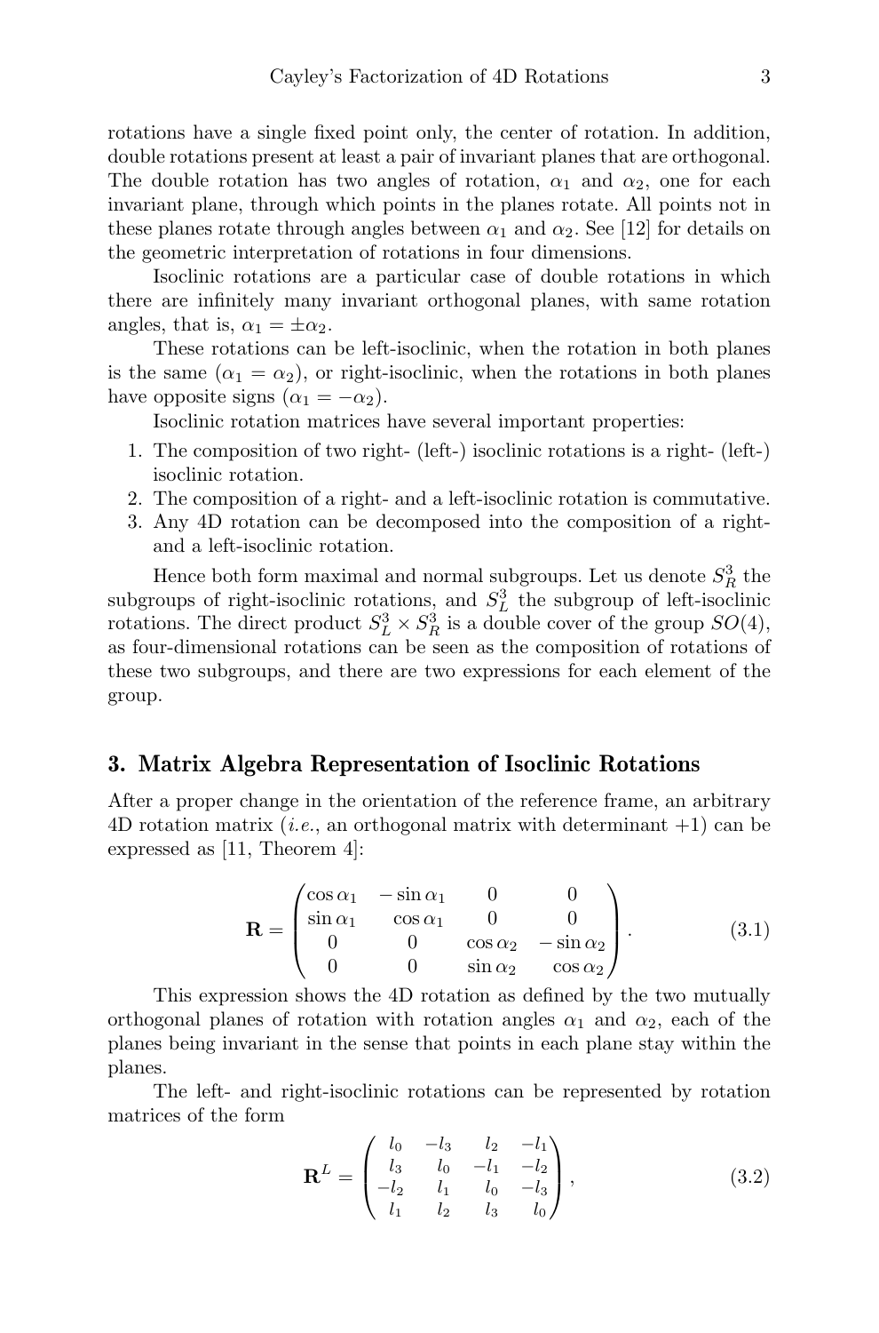rotations have a single fixed point only, the center of rotation. In addition, double rotations present at least a pair of invariant planes that are orthogonal. The double rotation has two angles of rotation, $\alpha_1$ and $\alpha_2$, one for each invariant plane, through which points in the planes rotate. All points not in these planes rotate through angles between $\alpha_1$ and $\alpha_2$. See [12] for details on the geometric interpretation of rotations in four dimensions.

Isoclinic rotations are a particular case of double rotations in which there are infinitely many invariant orthogonal planes, with same rotation angles, that is, $\alpha_1 = \pm\alpha_2$.

These rotations can be left-isoclinic, when the rotation in both planes is the same ($\alpha_1 = \alpha_2$), or right-isoclinic, when the rotations in both planes have opposite signs ($\alpha_1 = -\alpha_2$).

Isoclinic rotation matrices have several important properties:

1. The composition of two right- (left-) isoclinic rotations is a right- (left-) isoclinic rotation.
2. The composition of a right- and a left-isoclinic rotation is commutative.
3. Any 4D rotation can be decomposed into the composition of a right- and a left-isoclinic rotation.

Hence both form maximal and normal subgroups. Let us denote $S^3_R$ the subgroups of right-isoclinic rotations, and $S^3_L$ the subgroup of left-isoclinic rotations. The direct product $S^3_L \times S^3_R$ is a double cover of the group $SO(4)$, as four-dimensional rotations can be seen as the composition of rotations of these two subgroups, and there are two expressions for each element of the group.

## 3. Matrix Algebra Representation of Isoclinic Rotations

After a proper change in the orientation of the reference frame, an arbitrary 4D rotation matrix (*i.e.*, an orthogonal matrix with determinant +1) can be expressed as [11, Theorem 4]:

$$\mathbf{R} = \begin{pmatrix} \cos\alpha_1 & -\sin\alpha_1 & 0 & 0 \\ \sin\alpha_1 & \cos\alpha_1 & 0 & 0 \\ 0 & 0 & \cos\alpha_2 & -\sin\alpha_2 \\ 0 & 0 & \sin\alpha_2 & \cos\alpha_2 \end{pmatrix}. \tag{3.1}$$

This expression shows the 4D rotation as defined by the two mutually orthogonal planes of rotation with rotation angles $\alpha_1$ and $\alpha_2$, each of the planes being invariant in the sense that points in each plane stay within the planes.

The left- and right-isoclinic rotations can be represented by rotation matrices of the form

$$\mathbf{R}^L = \begin{pmatrix} l_0 & -l_3 & l_2 & -l_1 \\ l_3 & l_0 & -l_1 & -l_2 \\ -l_2 & l_1 & l_0 & -l_3 \\ l_1 & l_2 & l_3 & l_0 \end{pmatrix}, \tag{3.2}$$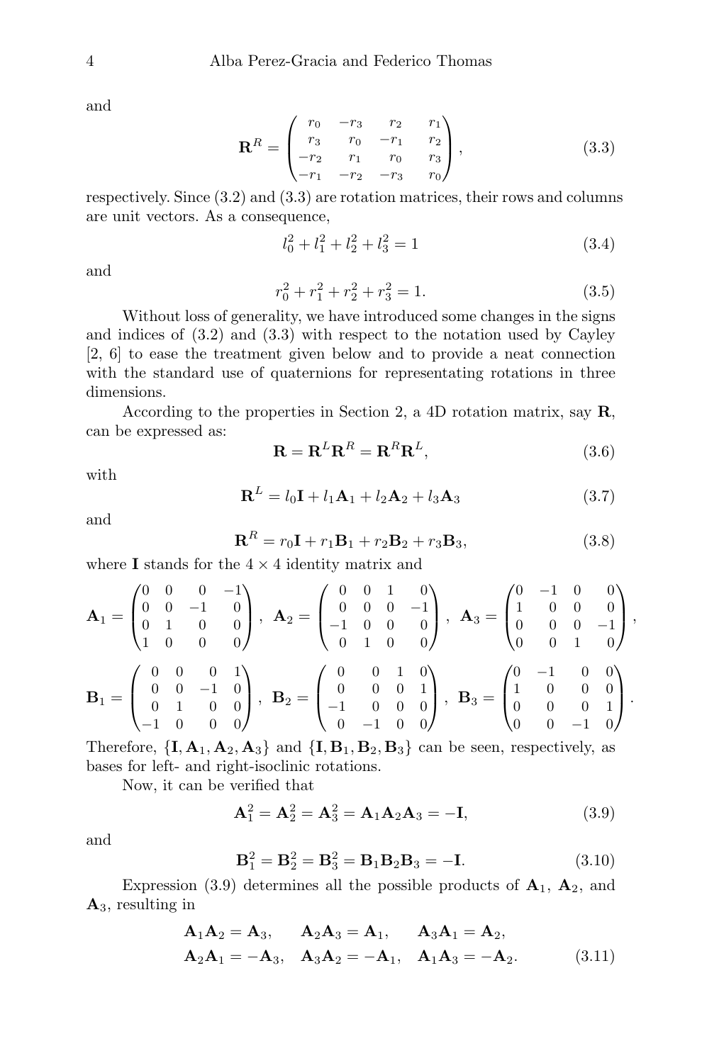and

$$
\mathbf{R}^R = \begin{pmatrix} r_0 & -r_3 & r_2 & r_1 \\ r_3 & r_0 & -r_1 & r_2 \\ -r_2 & r_1 & r_0 & r_3 \\ -r_1 & -r_2 & -r_3 & r_0 \end{pmatrix}, \tag{3.3}
$$

respectively. Since (3.2) and (3.3) are rotation matrices, their rows and columns are unit vectors. As a consequence,

$$
l_0^2 + l_1^2 + l_2^2 + l_3^2 = 1 \tag{3.4}
$$

and

$$
r_0^2 + r_1^2 + r_2^2 + r_3^2 = 1. \tag{3.5}
$$

Without loss of generality, we have introduced some changes in the signs and indices of (3.2) and (3.3) with respect to the notation used by Cayley [2, 6] to ease the treatment given below and to provide a neat connection with the standard use of quaternions for representating rotations in three dimensions.

According to the properties in Section 2, a 4D rotation matrix, say $\mathbf{R}$, can be expressed as:

$$
\mathbf{R} = \mathbf{R}^L \mathbf{R}^R = \mathbf{R}^R \mathbf{R}^L, \tag{3.6}
$$

with

$$
\mathbf{R}^L = l_0 \mathbf{I} + l_1 \mathbf{A}_1 + l_2 \mathbf{A}_2 + l_3 \mathbf{A}_3 \tag{3.7}
$$

and

$$
\mathbf{R}^R = r_0 \mathbf{I} + r_1 \mathbf{B}_1 + r_2 \mathbf{B}_2 + r_3 \mathbf{B}_3, \tag{3.8}
$$

where $\mathbf{I}$ stands for the $4 \times 4$ identity matrix and

$$
\mathbf{A}_1 = \begin{pmatrix} 0 & 0 & 0 & -1 \\ 0 & 0 & -1 & 0 \\ 0 & 1 & 0 & 0 \\ 1 & 0 & 0 & 0 \end{pmatrix}, \ \mathbf{A}_2 = \begin{pmatrix} 0 & 0 & 1 & 0 \\ 0 & 0 & 0 & -1 \\ -1 & 0 & 0 & 0 \\ 0 & 1 & 0 & 0 \end{pmatrix}, \ \mathbf{A}_3 = \begin{pmatrix} 0 & -1 & 0 & 0 \\ 1 & 0 & 0 & 0 \\ 0 & 0 & 0 & -1 \\ 0 & 0 & 1 & 0 \end{pmatrix},
$$

$$
\mathbf{B}_1 = \begin{pmatrix} 0 & 0 & 0 & 1 \\ 0 & 0 & -1 & 0 \\ 0 & 1 & 0 & 0 \\ -1 & 0 & 0 & 0 \end{pmatrix}, \ \mathbf{B}_2 = \begin{pmatrix} 0 & 0 & 1 & 0 \\ 0 & 0 & 0 & 1 \\ -1 & 0 & 0 & 0 \\ 0 & -1 & 0 & 0 \end{pmatrix}, \ \mathbf{B}_3 = \begin{pmatrix} 0 & -1 & 0 & 0 \\ 1 & 0 & 0 & 0 \\ 0 & 0 & 0 & 1 \\ 0 & 0 & -1 & 0 \end{pmatrix}.
$$

Therefore, $\{\mathbf{I}, \mathbf{A}_1, \mathbf{A}_2, \mathbf{A}_3\}$ and $\{\mathbf{I}, \mathbf{B}_1, \mathbf{B}_2, \mathbf{B}_3\}$ can be seen, respectively, as bases for left- and right-isoclinic rotations.

Now, it can be verified that

$$
\mathbf{A}_1^2 = \mathbf{A}_2^2 = \mathbf{A}_3^2 = \mathbf{A}_1 \mathbf{A}_2 \mathbf{A}_3 = -\mathbf{I}, \tag{3.9}
$$

and

$$
\mathbf{B}_1^2 = \mathbf{B}_2^2 = \mathbf{B}_3^2 = \mathbf{B}_1 \mathbf{B}_2 \mathbf{B}_3 = -\mathbf{I}. \tag{3.10}
$$

Expression (3.9) determines all the possible products of $\mathbf{A}_1$, $\mathbf{A}_2$, and $\mathbf{A}_3$, resulting in

$$
\begin{aligned}
&\mathbf{A}_1 \mathbf{A}_2 = \mathbf{A}_3, \quad \mathbf{A}_2 \mathbf{A}_3 = \mathbf{A}_1, \quad \mathbf{A}_3 \mathbf{A}_1 = \mathbf{A}_2, \\
&\mathbf{A}_2 \mathbf{A}_1 = -\mathbf{A}_3, \quad \mathbf{A}_3 \mathbf{A}_2 = -\mathbf{A}_1, \quad \mathbf{A}_1 \mathbf{A}_3 = -\mathbf{A}_2.
\end{aligned} \tag{3.11}
$$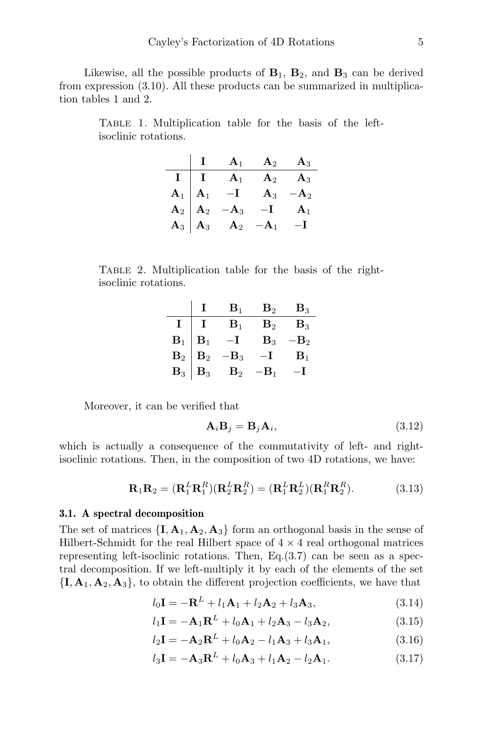Likewise, all the possible products of $\mathbf{B}_1$, $\mathbf{B}_2$, and $\mathbf{B}_3$ can be derived from expression (3.10). All these products can be summarized in multiplication tables 1 and 2.

Table 1. Multiplication table for the basis of the left-isoclinic rotations.

| | $\mathbf{I}$ | $\mathbf{A}_1$ | $\mathbf{A}_2$ | $\mathbf{A}_3$ |
|---|---|---|---|---|
| $\mathbf{I}$ | $\mathbf{I}$ | $\mathbf{A}_1$ | $\mathbf{A}_2$ | $\mathbf{A}_3$ |
| $\mathbf{A}_1$ | $\mathbf{A}_1$ | $-\mathbf{I}$ | $\mathbf{A}_3$ | $-\mathbf{A}_2$ |
| $\mathbf{A}_2$ | $\mathbf{A}_2$ | $-\mathbf{A}_3$ | $-\mathbf{I}$ | $\mathbf{A}_1$ |
| $\mathbf{A}_3$ | $\mathbf{A}_3$ | $\mathbf{A}_2$ | $-\mathbf{A}_1$ | $-\mathbf{I}$ |

Table 2. Multiplication table for the basis of the right-isoclinic rotations.

| | $\mathbf{I}$ | $\mathbf{B}_1$ | $\mathbf{B}_2$ | $\mathbf{B}_3$ |
|---|---|---|---|---|
| $\mathbf{I}$ | $\mathbf{I}$ | $\mathbf{B}_1$ | $\mathbf{B}_2$ | $\mathbf{B}_3$ |
| $\mathbf{B}_1$ | $\mathbf{B}_1$ | $-\mathbf{I}$ | $\mathbf{B}_3$ | $-\mathbf{B}_2$ |
| $\mathbf{B}_2$ | $\mathbf{B}_2$ | $-\mathbf{B}_3$ | $-\mathbf{I}$ | $\mathbf{B}_1$ |
| $\mathbf{B}_3$ | $\mathbf{B}_3$ | $\mathbf{B}_2$ | $-\mathbf{B}_1$ | $-\mathbf{I}$ |

Moreover, it can be verified that

$$\mathbf{A}_i\mathbf{B}_j = \mathbf{B}_j\mathbf{A}_i, \tag{3.12}$$

which is actually a consequence of the commutativity of left- and right-isoclinic rotations. Then, in the composition of two 4D rotations, we have:

$$\mathbf{R}_1\mathbf{R}_2 = (\mathbf{R}_1^L\mathbf{R}_1^R)(\mathbf{R}_2^L\mathbf{R}_2^R) = (\mathbf{R}_1^L\mathbf{R}_2^L)(\mathbf{R}_1^R\mathbf{R}_2^R). \tag{3.13}$$

### 3.1. A spectral decomposition

The set of matrices $\{\mathbf{I}, \mathbf{A}_1, \mathbf{A}_2, \mathbf{A}_3\}$ form an orthogonal basis in the sense of Hilbert-Schmidt for the real Hilbert space of $4 \times 4$ real orthogonal matrices representing left-isoclinic rotations. Then, Eq.(3.7) can be seen as a spectral decomposition. If we left-multiply it by each of the elements of the set $\{\mathbf{I}, \mathbf{A}_1, \mathbf{A}_2, \mathbf{A}_3\}$, to obtain the different projection coefficients, we have that

$$l_0\mathbf{I} = -\mathbf{R}^L + l_1\mathbf{A}_1 + l_2\mathbf{A}_2 + l_3\mathbf{A}_3, \tag{3.14}$$

$$l_1\mathbf{I} = -\mathbf{A}_1\mathbf{R}^L + l_0\mathbf{A}_1 + l_2\mathbf{A}_3 - l_3\mathbf{A}_2, \tag{3.15}$$

$$l_2\mathbf{I} = -\mathbf{A}_2\mathbf{R}^L + l_0\mathbf{A}_2 - l_1\mathbf{A}_3 + l_3\mathbf{A}_1, \tag{3.16}$$

$$l_3\mathbf{I} = -\mathbf{A}_3\mathbf{R}^L + l_0\mathbf{A}_3 + l_1\mathbf{A}_2 - l_2\mathbf{A}_1. \tag{3.17}$$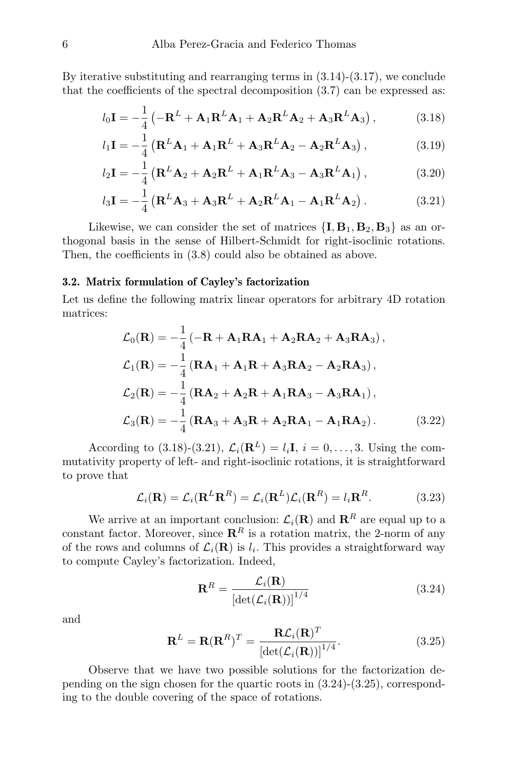By iterative substituting and rearranging terms in (3.14)-(3.17), we conclude that the coefficients of the spectral decomposition (3.7) can be expressed as:

$$l_0\mathbf{I} = -\frac{1}{4}\left(-\mathbf{R}^L + \mathbf{A}_1\mathbf{R}^L\mathbf{A}_1 + \mathbf{A}_2\mathbf{R}^L\mathbf{A}_2 + \mathbf{A}_3\mathbf{R}^L\mathbf{A}_3\right), \tag{3.18}$$

$$l_1\mathbf{I} = -\frac{1}{4}\left(\mathbf{R}^L\mathbf{A}_1 + \mathbf{A}_1\mathbf{R}^L + \mathbf{A}_3\mathbf{R}^L\mathbf{A}_2 - \mathbf{A}_2\mathbf{R}^L\mathbf{A}_3\right), \tag{3.19}$$

$$l_2\mathbf{I} = -\frac{1}{4}\left(\mathbf{R}^L\mathbf{A}_2 + \mathbf{A}_2\mathbf{R}^L + \mathbf{A}_1\mathbf{R}^L\mathbf{A}_3 - \mathbf{A}_3\mathbf{R}^L\mathbf{A}_1\right), \tag{3.20}$$

$$l_3\mathbf{I} = -\frac{1}{4}\left(\mathbf{R}^L\mathbf{A}_3 + \mathbf{A}_3\mathbf{R}^L + \mathbf{A}_2\mathbf{R}^L\mathbf{A}_1 - \mathbf{A}_1\mathbf{R}^L\mathbf{A}_2\right). \tag{3.21}$$

Likewise, we can consider the set of matrices $\{\mathbf{I}, \mathbf{B}_1, \mathbf{B}_2, \mathbf{B}_3\}$ as an orthogonal basis in the sense of Hilbert-Schmidt for right-isoclinic rotations. Then, the coefficients in (3.8) could also be obtained as above.

### 3.2. Matrix formulation of Cayley's factorization

Let us define the following matrix linear operators for arbitrary 4D rotation matrices:

$$\begin{aligned}
\mathcal{L}_0(\mathbf{R}) &= -\frac{1}{4}\left(-\mathbf{R} + \mathbf{A}_1\mathbf{R}\mathbf{A}_1 + \mathbf{A}_2\mathbf{R}\mathbf{A}_2 + \mathbf{A}_3\mathbf{R}\mathbf{A}_3\right),\\
\mathcal{L}_1(\mathbf{R}) &= -\frac{1}{4}\left(\mathbf{R}\mathbf{A}_1 + \mathbf{A}_1\mathbf{R} + \mathbf{A}_3\mathbf{R}\mathbf{A}_2 - \mathbf{A}_2\mathbf{R}\mathbf{A}_3\right),\\
\mathcal{L}_2(\mathbf{R}) &= -\frac{1}{4}\left(\mathbf{R}\mathbf{A}_2 + \mathbf{A}_2\mathbf{R} + \mathbf{A}_1\mathbf{R}\mathbf{A}_3 - \mathbf{A}_3\mathbf{R}\mathbf{A}_1\right),\\
\mathcal{L}_3(\mathbf{R}) &= -\frac{1}{4}\left(\mathbf{R}\mathbf{A}_3 + \mathbf{A}_3\mathbf{R} + \mathbf{A}_2\mathbf{R}\mathbf{A}_1 - \mathbf{A}_1\mathbf{R}\mathbf{A}_2\right).
\end{aligned} \tag{3.22}$$

According to (3.18)-(3.21), $\mathcal{L}_i(\mathbf{R}^L) = l_i\mathbf{I}$, $i = 0, \ldots, 3$. Using the commutativity property of left- and right-isoclinic rotations, it is straightforward to prove that

$$\mathcal{L}_i(\mathbf{R}) = \mathcal{L}_i(\mathbf{R}^L\mathbf{R}^R) = \mathcal{L}_i(\mathbf{R}^L)\mathcal{L}_i(\mathbf{R}^R) = l_i\mathbf{R}^R. \tag{3.23}$$

We arrive at an important conclusion: $\mathcal{L}_i(\mathbf{R})$ and $\mathbf{R}^R$ are equal up to a constant factor. Moreover, since $\mathbf{R}^R$ is a rotation matrix, the 2-norm of any of the rows and columns of $\mathcal{L}_i(\mathbf{R})$ is $l_i$. This provides a straightforward way to compute Cayley's factorization. Indeed,

$$\mathbf{R}^R = \frac{\mathcal{L}_i(\mathbf{R})}{\left[\det(\mathcal{L}_i(\mathbf{R}))\right]^{1/4}} \tag{3.24}$$

and

$$\mathbf{R}^L = \mathbf{R}(\mathbf{R}^R)^T = \frac{\mathbf{R}\mathcal{L}_i(\mathbf{R})^T}{\left[\det(\mathcal{L}_i(\mathbf{R}))\right]^{1/4}}. \tag{3.25}$$

Observe that we have two possible solutions for the factorization depending on the sign chosen for the quartic roots in (3.24)-(3.25), corresponding to the double covering of the space of rotations.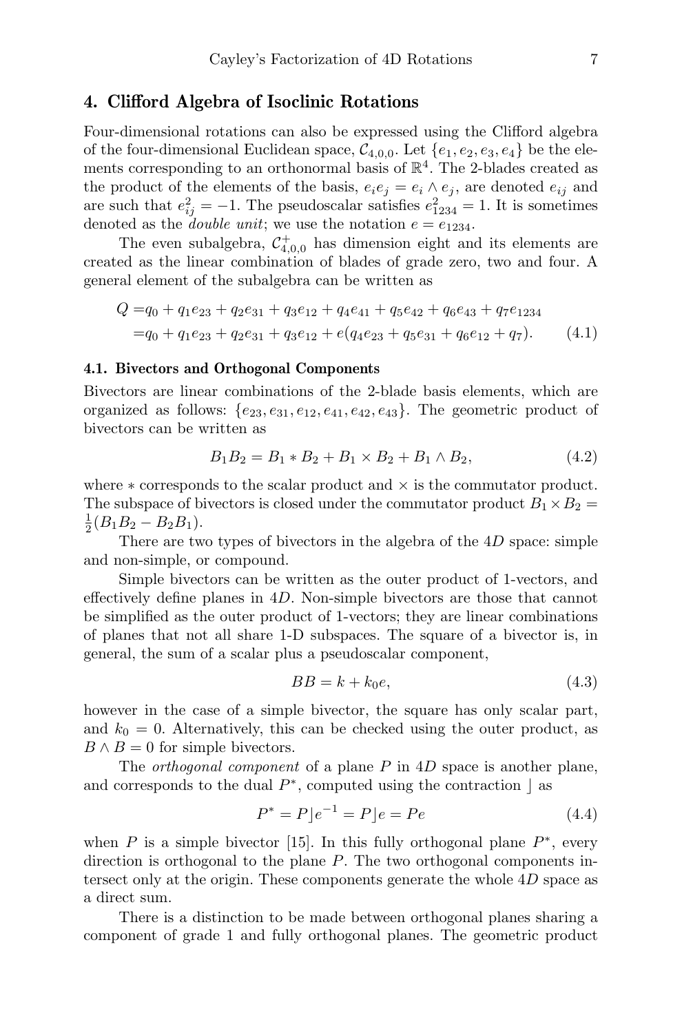## 4. Clifford Algebra of Isoclinic Rotations

Four-dimensional rotations can also be expressed using the Clifford algebra of the four-dimensional Euclidean space, $\mathcal{C}_{4,0,0}$. Let $\{e_1, e_2, e_3, e_4\}$ be the elements corresponding to an orthonormal basis of $\mathbb{R}^4$. The 2-blades created as the product of the elements of the basis, $e_i e_j = e_i \wedge e_j$, are denoted $e_{ij}$ and are such that $e_{ij}^2 = -1$. The pseudoscalar satisfies $e_{1234}^2 = 1$. It is sometimes denoted as the *double unit*; we use the notation $e = e_{1234}$.

The even subalgebra, $\mathcal{C}_{4,0,0}^+$ has dimension eight and its elements are created as the linear combination of blades of grade zero, two and four. A general element of the subalgebra can be written as

$$
\begin{aligned}
Q =& q_0 + q_1 e_{23} + q_2 e_{31} + q_3 e_{12} + q_4 e_{41} + q_5 e_{42} + q_6 e_{43} + q_7 e_{1234} \\
=& q_0 + q_1 e_{23} + q_2 e_{31} + q_3 e_{12} + e(q_4 e_{23} + q_5 e_{31} + q_6 e_{12} + q_7).
\end{aligned} \tag{4.1}
$$

### 4.1. Bivectors and Orthogonal Components

Bivectors are linear combinations of the 2-blade basis elements, which are organized as follows: $\{e_{23}, e_{31}, e_{12}, e_{41}, e_{42}, e_{43}\}$. The geometric product of bivectors can be written as

$$
B_1 B_2 = B_1 * B_2 + B_1 \times B_2 + B_1 \wedge B_2, \tag{4.2}
$$

where $*$ corresponds to the scalar product and $\times$ is the commutator product. The subspace of bivectors is closed under the commutator product $B_1 \times B_2 = \frac{1}{2}(B_1 B_2 - B_2 B_1)$.

There are two types of bivectors in the algebra of the $4D$ space: simple and non-simple, or compound.

Simple bivectors can be written as the outer product of 1-vectors, and effectively define planes in $4D$. Non-simple bivectors are those that cannot be simplified as the outer product of 1-vectors; they are linear combinations of planes that not all share 1-D subspaces. The square of a bivector is, in general, the sum of a scalar plus a pseudoscalar component,

$$
BB = k + k_0 e, \tag{4.3}
$$

however in the case of a simple bivector, the square has only scalar part, and $k_0 = 0$. Alternatively, this can be checked using the outer product, as $B \wedge B = 0$ for simple bivectors.

The *orthogonal component* of a plane $P$ in $4D$ space is another plane, and corresponds to the dual $P^*$, computed using the contraction $\rfloor$ as

$$
P^* = P \rfloor e^{-1} = P \rfloor e = Pe \tag{4.4}
$$

when $P$ is a simple bivector [15]. In this fully orthogonal plane $P^*$, every direction is orthogonal to the plane $P$. The two orthogonal components intersect only at the origin. These components generate the whole $4D$ space as a direct sum.

There is a distinction to be made between orthogonal planes sharing a component of grade 1 and fully orthogonal planes. The geometric product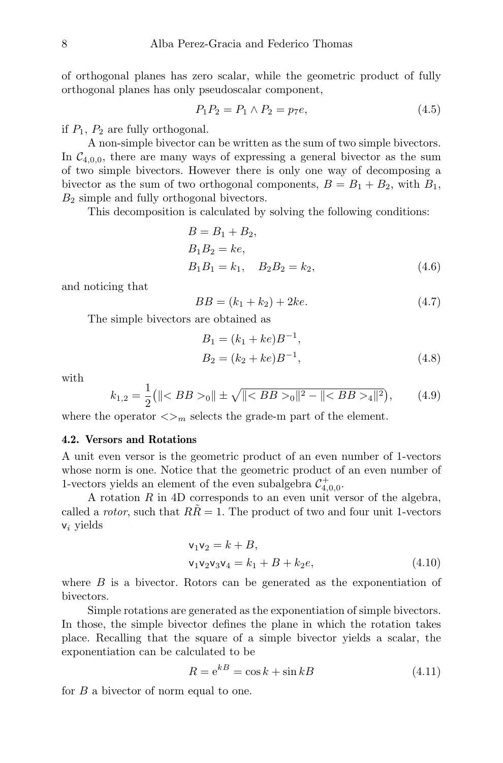of orthogonal planes has zero scalar, while the geometric product of fully orthogonal planes has only pseudoscalar component,

$$P_1 P_2 = P_1 \wedge P_2 = p_7 e, \tag{4.5}$$

if $P_1$, $P_2$ are fully orthogonal.

A non-simple bivector can be written as the sum of two simple bivectors. In $\mathcal{C}_{4,0,0}$, there are many ways of expressing a general bivector as the sum of two simple bivectors. However there is only one way of decomposing a bivector as the sum of two orthogonal components, $B = B_1 + B_2$, with $B_1$, $B_2$ simple and fully orthogonal bivectors.

This decomposition is calculated by solving the following conditions:

$$\begin{aligned}
&B = B_1 + B_2, \\
&B_1 B_2 = ke, \\
&B_1 B_1 = k_1, \quad B_2 B_2 = k_2,
\end{aligned} \tag{4.6}$$

and noticing that

$$BB = (k_1 + k_2) + 2ke. \tag{4.7}$$

The simple bivectors are obtained as

$$\begin{aligned}
B_1 &= (k_1 + ke)B^{-1}, \\
B_2 &= (k_2 + ke)B^{-1},
\end{aligned} \tag{4.8}$$

with

$$k_{1,2} = \frac{1}{2}\left(\| < BB >_0 \| \pm \sqrt{\| < BB >_0 \|^2 - \| < BB >_4 \|^2}\right), \tag{4.9}$$

where the operator $<>_m$ selects the grade-m part of the element.

### 4.2. Versors and Rotations

A unit even versor is the geometric product of an even number of 1-vectors whose norm is one. Notice that the geometric product of an even number of 1-vectors yields an element of the even subalgebra $\mathcal{C}^+_{4,0,0}$.

A rotation $R$ in 4D corresponds to an even unit versor of the algebra, called a *rotor*, such that $R\tilde{R} = 1$. The product of two and four unit 1-vectors $\mathsf{v}_i$ yields

$$\begin{aligned}
&\mathsf{v}_1 \mathsf{v}_2 = k + B, \\
&\mathsf{v}_1 \mathsf{v}_2 \mathsf{v}_3 \mathsf{v}_4 = k_1 + B + k_2 e,
\end{aligned} \tag{4.10}$$

where $B$ is a bivector. Rotors can be generated as the exponentiation of bivectors.

Simple rotations are generated as the exponentiation of simple bivectors. In those, the simple bivector defines the plane in which the rotation takes place. Recalling that the square of a simple bivector yields a scalar, the exponentiation can be calculated to be

$$R = \mathrm{e}^{kB} = \cos k + \sin kB \tag{4.11}$$

for $B$ a bivector of norm equal to one.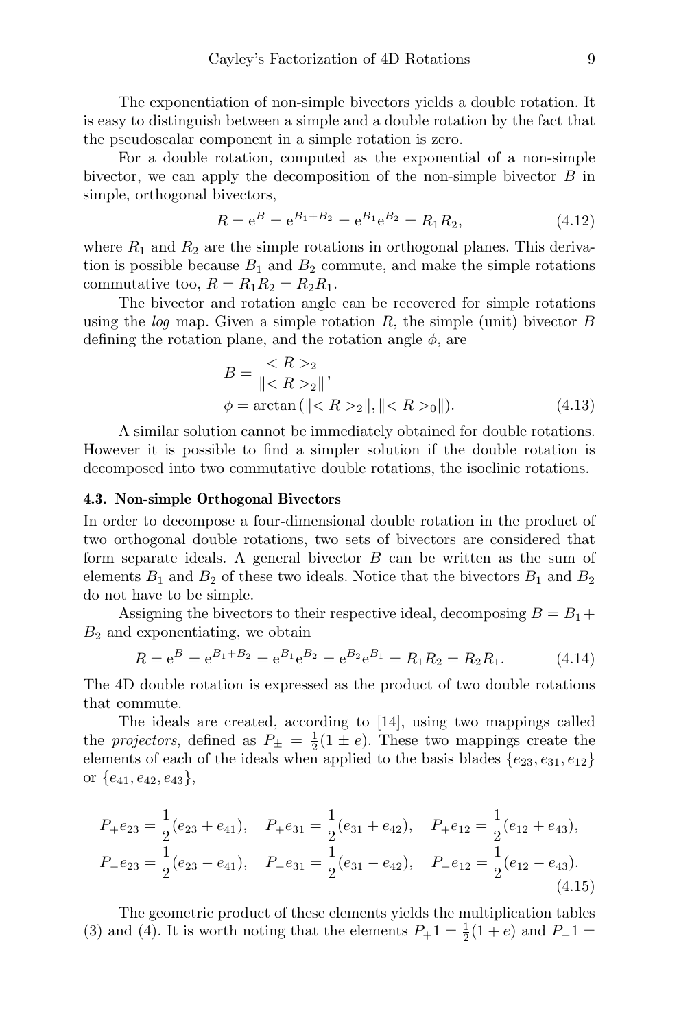The exponentiation of non-simple bivectors yields a double rotation. It is easy to distinguish between a simple and a double rotation by the fact that the pseudoscalar component in a simple rotation is zero.

For a double rotation, computed as the exponential of a non-simple bivector, we can apply the decomposition of the non-simple bivector $B$ in simple, orthogonal bivectors,

$$R = \mathrm{e}^{B} = \mathrm{e}^{B_1 + B_2} = \mathrm{e}^{B_1}\mathrm{e}^{B_2} = R_1 R_2, \tag{4.12}$$

where $R_1$ and $R_2$ are the simple rotations in orthogonal planes. This derivation is possible because $B_1$ and $B_2$ commute, and make the simple rotations commutative too, $R = R_1 R_2 = R_2 R_1$.

The bivector and rotation angle can be recovered for simple rotations using the *log* map. Given a simple rotation $R$, the simple (unit) bivector $B$ defining the rotation plane, and the rotation angle $\phi$, are

$$\begin{aligned} B &= \frac{< R >_2}{\| < R >_2 \|}, \\ \phi &= \arctan\left(\| < R >_2 \|, \| < R >_0 \|\right). \end{aligned} \tag{4.13}$$

A similar solution cannot be immediately obtained for double rotations. However it is possible to find a simpler solution if the double rotation is decomposed into two commutative double rotations, the isoclinic rotations.

### 4.3. Non-simple Orthogonal Bivectors

In order to decompose a four-dimensional double rotation in the product of two orthogonal double rotations, two sets of bivectors are considered that form separate ideals. A general bivector $B$ can be written as the sum of elements $B_1$ and $B_2$ of these two ideals. Notice that the bivectors $B_1$ and $B_2$ do not have to be simple.

Assigning the bivectors to their respective ideal, decomposing $B = B_1 + B_2$ and exponentiating, we obtain

$$R = \mathrm{e}^{B} = \mathrm{e}^{B_1 + B_2} = \mathrm{e}^{B_1}\mathrm{e}^{B_2} = \mathrm{e}^{B_2}\mathrm{e}^{B_1} = R_1 R_2 = R_2 R_1. \tag{4.14}$$

The 4D double rotation is expressed as the product of two double rotations that commute.

The ideals are created, according to [14], using two mappings called the *projectors*, defined as $P_{\pm} = \frac{1}{2}(1 \pm e)$. These two mappings create the elements of each of the ideals when applied to the basis blades $\{e_{23}, e_{31}, e_{12}\}$ or $\{e_{41}, e_{42}, e_{43}\}$,

$$\begin{aligned} P_{+}e_{23} &= \frac{1}{2}(e_{23} + e_{41}), \quad P_{+}e_{31} = \frac{1}{2}(e_{31} + e_{42}), \quad P_{+}e_{12} = \frac{1}{2}(e_{12} + e_{43}), \\ P_{-}e_{23} &= \frac{1}{2}(e_{23} - e_{41}), \quad P_{-}e_{31} = \frac{1}{2}(e_{31} - e_{42}), \quad P_{-}e_{12} = \frac{1}{2}(e_{12} - e_{43}). \end{aligned} \tag{4.15}$$

The geometric product of these elements yields the multiplication tables (3) and (4). It is worth noting that the elements $P_{+}1 = \frac{1}{2}(1 + e)$ and $P_{-}1 =$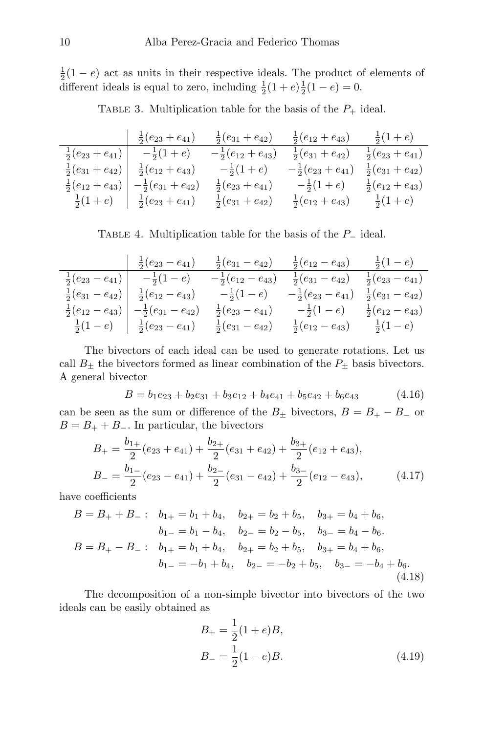$\frac{1}{2}(1-e)$ act as units in their respective ideals. The product of elements of different ideals is equal to zero, including $\frac{1}{2}(1+e)\frac{1}{2}(1-e) = 0$.

TABLE 3. Multiplication table for the basis of the $P_+$ ideal.

| | $\frac{1}{2}(e_{23}+e_{41})$ | $\frac{1}{2}(e_{31}+e_{42})$ | $\frac{1}{2}(e_{12}+e_{43})$ | $\frac{1}{2}(1+e)$ |
|---|---|---|---|---|
| $\frac{1}{2}(e_{23}+e_{41})$ | $-\frac{1}{2}(1+e)$ | $-\frac{1}{2}(e_{12}+e_{43})$ | $\frac{1}{2}(e_{31}+e_{42})$ | $\frac{1}{2}(e_{23}+e_{41})$ |
| $\frac{1}{2}(e_{31}+e_{42})$ | $\frac{1}{2}(e_{12}+e_{43})$ | $-\frac{1}{2}(1+e)$ | $-\frac{1}{2}(e_{23}+e_{41})$ | $\frac{1}{2}(e_{31}+e_{42})$ |
| $\frac{1}{2}(e_{12}+e_{43})$ | $-\frac{1}{2}(e_{31}+e_{42})$ | $\frac{1}{2}(e_{23}+e_{41})$ | $-\frac{1}{2}(1+e)$ | $\frac{1}{2}(e_{12}+e_{43})$ |
| $\frac{1}{2}(1+e)$ | $\frac{1}{2}(e_{23}+e_{41})$ | $\frac{1}{2}(e_{31}+e_{42})$ | $\frac{1}{2}(e_{12}+e_{43})$ | $\frac{1}{2}(1+e)$ |

TABLE 4. Multiplication table for the basis of the $P_-$ ideal.

| | $\frac{1}{2}(e_{23}-e_{41})$ | $\frac{1}{2}(e_{31}-e_{42})$ | $\frac{1}{2}(e_{12}-e_{43})$ | $\frac{1}{2}(1-e)$ |
|---|---|---|---|---|
| $\frac{1}{2}(e_{23}-e_{41})$ | $-\frac{1}{2}(1-e)$ | $-\frac{1}{2}(e_{12}-e_{43})$ | $\frac{1}{2}(e_{31}-e_{42})$ | $\frac{1}{2}(e_{23}-e_{41})$ |
| $\frac{1}{2}(e_{31}-e_{42})$ | $\frac{1}{2}(e_{12}-e_{43})$ | $-\frac{1}{2}(1-e)$ | $-\frac{1}{2}(e_{23}-e_{41})$ | $\frac{1}{2}(e_{31}-e_{42})$ |
| $\frac{1}{2}(e_{12}-e_{43})$ | $-\frac{1}{2}(e_{31}-e_{42})$ | $\frac{1}{2}(e_{23}-e_{41})$ | $-\frac{1}{2}(1-e)$ | $\frac{1}{2}(e_{12}-e_{43})$ |
| $\frac{1}{2}(1-e)$ | $\frac{1}{2}(e_{23}-e_{41})$ | $\frac{1}{2}(e_{31}-e_{42})$ | $\frac{1}{2}(e_{12}-e_{43})$ | $\frac{1}{2}(1-e)$ |

The bivectors of each ideal can be used to generate rotations. Let us call $B_\pm$ the bivectors formed as linear combination of the $P_\pm$ basis bivectors. A general bivector

$$B = b_1 e_{23} + b_2 e_{31} + b_3 e_{12} + b_4 e_{41} + b_5 e_{42} + b_6 e_{43} \tag{4.16}$$

can be seen as the sum or difference of the $B_\pm$ bivectors, $B = B_+ - B_-$ or $B = B_+ + B_-$. In particular, the bivectors

$$\begin{aligned} B_+ &= \frac{b_{1+}}{2}(e_{23}+e_{41}) + \frac{b_{2+}}{2}(e_{31}+e_{42}) + \frac{b_{3+}}{2}(e_{12}+e_{43}), \\ B_- &= \frac{b_{1-}}{2}(e_{23}-e_{41}) + \frac{b_{2-}}{2}(e_{31}-e_{42}) + \frac{b_{3-}}{2}(e_{12}-e_{43}), \end{aligned} \tag{4.17}$$

have coefficients

$$\begin{aligned} B = B_+ + B_- : \quad & b_{1+} = b_1 + b_4, \quad b_{2+} = b_2 + b_5, \quad b_{3+} = b_4 + b_6, \\ & b_{1-} = b_1 - b_4, \quad b_{2-} = b_2 - b_5, \quad b_{3-} = b_4 - b_6. \\ B = B_+ - B_- : \quad & b_{1+} = b_1 + b_4, \quad b_{2+} = b_2 + b_5, \quad b_{3+} = b_4 + b_6, \\ & b_{1-} = -b_1 + b_4, \quad b_{2-} = -b_2 + b_5, \quad b_{3-} = -b_4 + b_6. \end{aligned} \tag{4.18}$$

The decomposition of a non-simple bivector into bivectors of the two ideals can be easily obtained as

$$\begin{aligned} B_+ &= \frac{1}{2}(1+e)B, \\ B_- &= \frac{1}{2}(1-e)B. \end{aligned} \tag{4.19}$$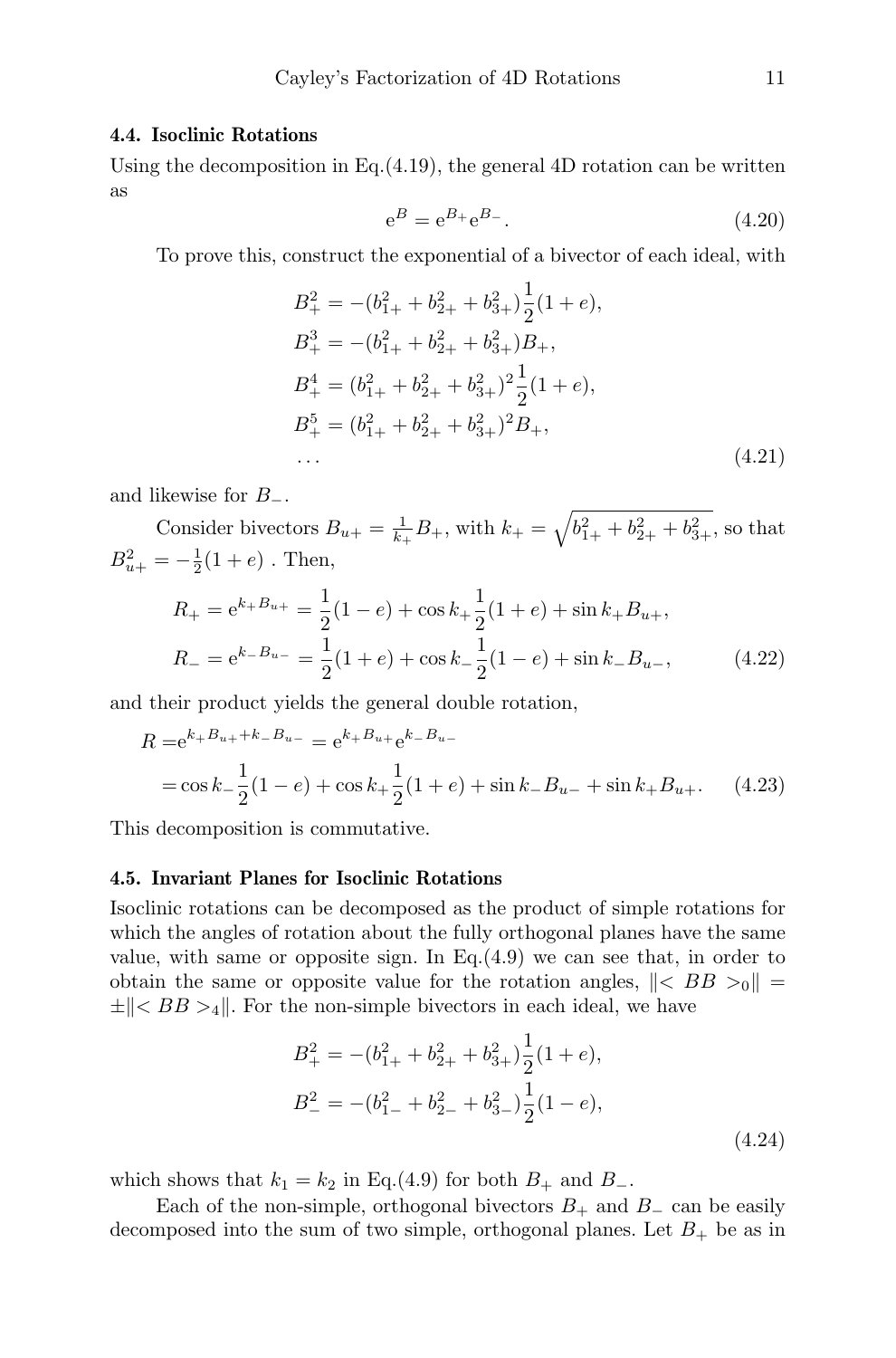### 4.4. Isoclinic Rotations

Using the decomposition in Eq.(4.19), the general 4D rotation can be written as

$$\mathrm{e}^{B} = \mathrm{e}^{B_+}\mathrm{e}^{B_-}. \tag{4.20}$$

To prove this, construct the exponential of a bivector of each ideal, with

$$\begin{aligned}
B_+^2 &= -(b_{1+}^2 + b_{2+}^2 + b_{3+}^2)\frac{1}{2}(1+e),\\
B_+^3 &= -(b_{1+}^2 + b_{2+}^2 + b_{3+}^2)B_+,\\
B_+^4 &= (b_{1+}^2 + b_{2+}^2 + b_{3+}^2)^2\frac{1}{2}(1+e),\\
B_+^5 &= (b_{1+}^2 + b_{2+}^2 + b_{3+}^2)^2 B_+,\\
&\ldots
\end{aligned} \tag{4.21}$$

and likewise for $B_-$.

Consider bivectors $B_{u+} = \frac{1}{k_+}B_+$, with $k_+ = \sqrt{b_{1+}^2 + b_{2+}^2 + b_{3+}^2}$, so that $B_{u+}^2 = -\frac{1}{2}(1+e)$ . Then,

$$\begin{aligned}
R_+ &= \mathrm{e}^{k_+ B_{u+}} = \frac{1}{2}(1-e) + \cos k_+ \frac{1}{2}(1+e) + \sin k_+ B_{u+},\\
R_- &= \mathrm{e}^{k_- B_{u-}} = \frac{1}{2}(1+e) + \cos k_- \frac{1}{2}(1-e) + \sin k_- B_{u-},
\end{aligned} \tag{4.22}$$

and their product yields the general double rotation,

$$\begin{aligned}
R =& \mathrm{e}^{k_+ B_{u+} + k_- B_{u-}} = \mathrm{e}^{k_+ B_{u+}}\mathrm{e}^{k_- B_{u-}}\\
&= \cos k_- \frac{1}{2}(1-e) + \cos k_+ \frac{1}{2}(1+e) + \sin k_- B_{u-} + \sin k_+ B_{u+}.
\end{aligned} \tag{4.23}$$

This decomposition is commutative.

### 4.5. Invariant Planes for Isoclinic Rotations

Isoclinic rotations can be decomposed as the product of simple rotations for which the angles of rotation about the fully orthogonal planes have the same value, with same or opposite sign. In Eq.(4.9) we can see that, in order to obtain the same or opposite value for the rotation angles, $\|< BB >_0\| = \pm\|< BB >_4\|$. For the non-simple bivectors in each ideal, we have

$$\begin{aligned}
B_+^2 &= -(b_{1+}^2 + b_{2+}^2 + b_{3+}^2)\frac{1}{2}(1+e),\\
B_-^2 &= -(b_{1-}^2 + b_{2-}^2 + b_{3-}^2)\frac{1}{2}(1-e),
\end{aligned} \tag{4.24}$$

which shows that $k_1 = k_2$ in Eq.(4.9) for both $B_+$ and $B_-$.

Each of the non-simple, orthogonal bivectors $B_+$ and $B_-$ can be easily decomposed into the sum of two simple, orthogonal planes. Let $B_+$ be as in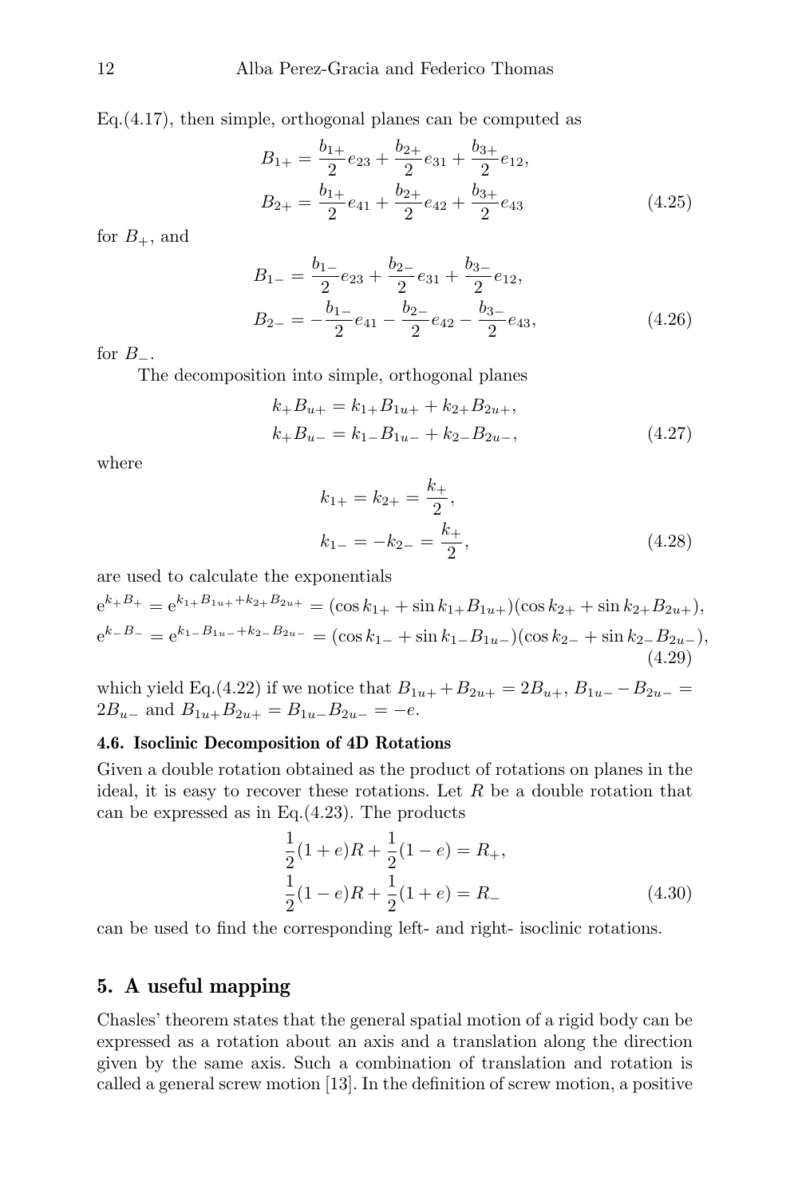Eq.(4.17), then simple, orthogonal planes can be computed as

$$
\begin{aligned}
B_{1+} &= \frac{b_{1+}}{2} e_{23} + \frac{b_{2+}}{2} e_{31} + \frac{b_{3+}}{2} e_{12}, \\
B_{2+} &= \frac{b_{1+}}{2} e_{41} + \frac{b_{2+}}{2} e_{42} + \frac{b_{3+}}{2} e_{43}
\end{aligned}
\tag{4.25}
$$

for $B_+$, and

$$
\begin{aligned}
B_{1-} &= \frac{b_{1-}}{2} e_{23} + \frac{b_{2-}}{2} e_{31} + \frac{b_{3-}}{2} e_{12}, \\
B_{2-} &= -\frac{b_{1-}}{2} e_{41} - \frac{b_{2-}}{2} e_{42} - \frac{b_{3-}}{2} e_{43},
\end{aligned}
\tag{4.26}
$$

for $B_-$.

The decomposition into simple, orthogonal planes

$$
\begin{aligned}
k_+ B_{u+} &= k_{1+} B_{1u+} + k_{2+} B_{2u+}, \\
k_+ B_{u-} &= k_{1-} B_{1u-} + k_{2-} B_{2u-},
\end{aligned}
\tag{4.27}
$$

where

$$
\begin{aligned}
k_{1+} &= k_{2+} = \frac{k_+}{2}, \\
k_{1-} &= -k_{2-} = \frac{k_+}{2},
\end{aligned}
\tag{4.28}
$$

are used to calculate the exponentials

$$
\begin{aligned}
\mathrm{e}^{k_+ B_+} &= \mathrm{e}^{k_{1+} B_{1u+} + k_{2+} B_{2u+}} = (\cos k_{1+} + \sin k_{1+} B_{1u+})(\cos k_{2+} + \sin k_{2+} B_{2u+}), \\
\mathrm{e}^{k_- B_-} &= \mathrm{e}^{k_{1-} B_{1u-} + k_{2-} B_{2u-}} = (\cos k_{1-} + \sin k_{1-} B_{1u-})(\cos k_{2-} + \sin k_{2-} B_{2u-}),
\end{aligned}
\tag{4.29}
$$

which yield Eq.(4.22) if we notice that $B_{1u+} + B_{2u+} = 2B_{u+}$, $B_{1u-} - B_{2u-} = 2B_{u-}$ and $B_{1u+} B_{2u+} = B_{1u-} B_{2u-} = -e$.

#### 4.6. Isoclinic Decomposition of 4D Rotations

Given a double rotation obtained as the product of rotations on planes in the ideal, it is easy to recover these rotations. Let $R$ be a double rotation that can be expressed as in Eq.(4.23). The products

$$
\begin{aligned}
\frac{1}{2}(1+e)R + \frac{1}{2}(1-e) &= R_+, \\
\frac{1}{2}(1-e)R + \frac{1}{2}(1+e) &= R_-
\end{aligned}
\tag{4.30}
$$

can be used to find the corresponding left- and right- isoclinic rotations.

## 5. A useful mapping

Chasles' theorem states that the general spatial motion of a rigid body can be expressed as a rotation about an axis and a translation along the direction given by the same axis. Such a combination of translation and rotation is called a general screw motion [13]. In the definition of screw motion, a positive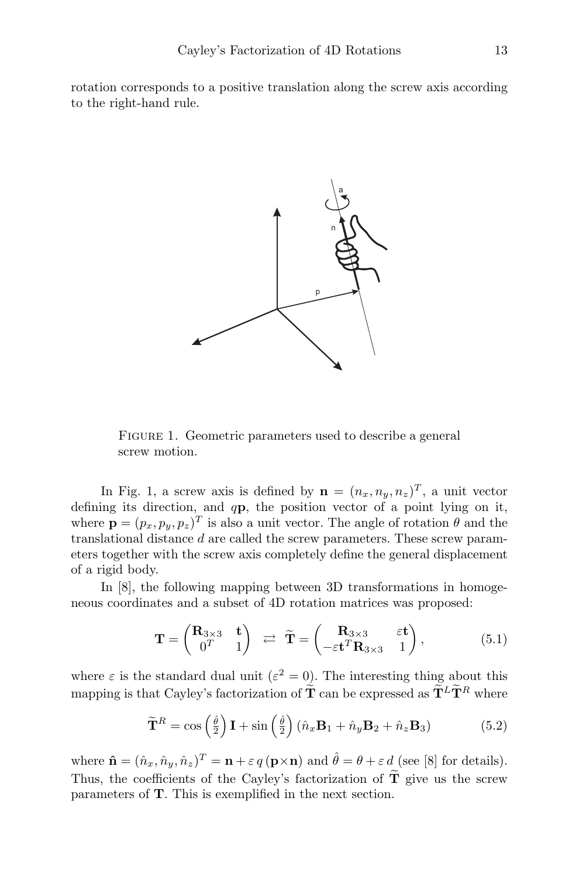rotation corresponds to a positive translation along the screw axis according to the right-hand rule.

Figure 1. Geometric parameters used to describe a general screw motion.

In Fig. 1, a screw axis is defined by $\mathbf{n} = (n_x, n_y, n_z)^T$, a unit vector defining its direction, and $q\mathbf{p}$, the position vector of a point lying on it, where $\mathbf{p} = (p_x, p_y, p_z)^T$ is also a unit vector. The angle of rotation $\theta$ and the translational distance $d$ are called the screw parameters. These screw parameters together with the screw axis completely define the general displacement of a rigid body.

In [8], the following mapping between 3D transformations in homogeneous coordinates and a subset of 4D rotation matrices was proposed:

$$\mathbf{T} = \begin{pmatrix} \mathbf{R}_{3\times 3} & \mathbf{t} \\ 0^T & 1 \end{pmatrix} \rightleftarrows \widetilde{\mathbf{T}} = \begin{pmatrix} \mathbf{R}_{3\times 3} & \varepsilon \mathbf{t} \\ -\varepsilon \mathbf{t}^T \mathbf{R}_{3\times 3} & 1 \end{pmatrix}, \tag{5.1}$$

where $\varepsilon$ is the standard dual unit ($\varepsilon^2 = 0$). The interesting thing about this mapping is that Cayley's factorization of $\widetilde{\mathbf{T}}$ can be expressed as $\widetilde{\mathbf{T}}^L \widetilde{\mathbf{T}}^R$ where

$$\widetilde{\mathbf{T}}^R = \cos\left(\tfrac{\hat{\theta}}{2}\right)\mathbf{I} + \sin\left(\tfrac{\hat{\theta}}{2}\right)(\hat{n}_x \mathbf{B}_1 + \hat{n}_y \mathbf{B}_2 + \hat{n}_z \mathbf{B}_3) \tag{5.2}$$

where $\hat{\mathbf{n}} = (\hat{n}_x, \hat{n}_y, \hat{n}_z)^T = \mathbf{n} + \varepsilon\, q\,(\mathbf{p} \times \mathbf{n})$ and $\hat{\theta} = \theta + \varepsilon\, d$ (see [8] for details). Thus, the coefficients of the Cayley's factorization of $\widetilde{\mathbf{T}}$ give us the screw parameters of $\mathbf{T}$. This is exemplified in the next section.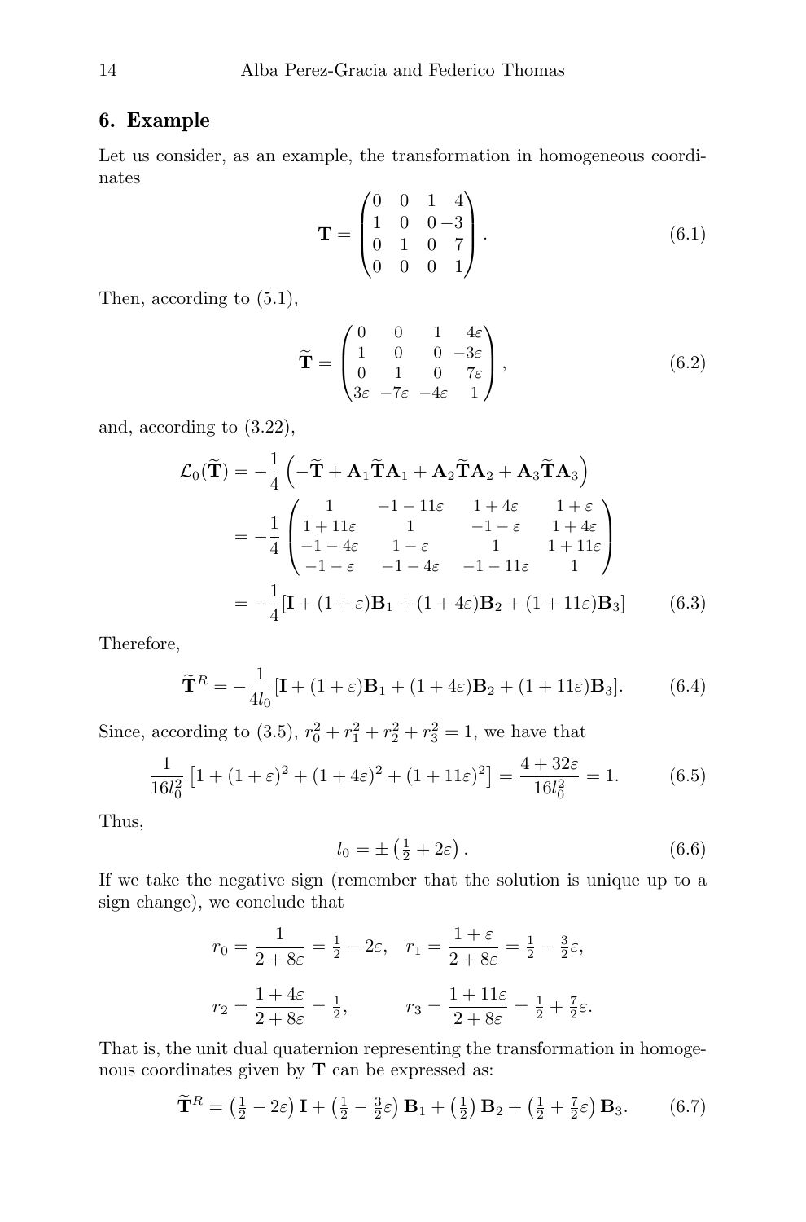## 6. Example

Let us consider, as an example, the transformation in homogeneous coordinates

$$\mathbf{T} = \begin{pmatrix} 0 & 0 & 1 & 4 \\ 1 & 0 & 0 & -3 \\ 0 & 1 & 0 & 7 \\ 0 & 0 & 0 & 1 \end{pmatrix}. \tag{6.1}$$

Then, according to (5.1),

$$\widetilde{\mathbf{T}} = \begin{pmatrix} 0 & 0 & 1 & 4\varepsilon \\ 1 & 0 & 0 & -3\varepsilon \\ 0 & 1 & 0 & 7\varepsilon \\ 3\varepsilon & -7\varepsilon & -4\varepsilon & 1 \end{pmatrix}, \tag{6.2}$$

and, according to (3.22),

$$\begin{aligned} \mathcal{L}_0(\widetilde{\mathbf{T}}) &= -\frac{1}{4}\left(-\widetilde{\mathbf{T}} + \mathbf{A}_1\widetilde{\mathbf{T}}\mathbf{A}_1 + \mathbf{A}_2\widetilde{\mathbf{T}}\mathbf{A}_2 + \mathbf{A}_3\widetilde{\mathbf{T}}\mathbf{A}_3\right) \\ &= -\frac{1}{4}\begin{pmatrix} 1 & -1-11\varepsilon & 1+4\varepsilon & 1+\varepsilon \\ 1+11\varepsilon & 1 & -1-\varepsilon & 1+4\varepsilon \\ -1-4\varepsilon & 1-\varepsilon & 1 & 1+11\varepsilon \\ -1-\varepsilon & -1-4\varepsilon & -1-11\varepsilon & 1 \end{pmatrix} \\ &= -\frac{1}{4}[\mathbf{I} + (1+\varepsilon)\mathbf{B}_1 + (1+4\varepsilon)\mathbf{B}_2 + (1+11\varepsilon)\mathbf{B}_3] \end{aligned} \tag{6.3}$$

Therefore,

$$\widetilde{\mathbf{T}}^R = -\frac{1}{4l_0}[\mathbf{I} + (1+\varepsilon)\mathbf{B}_1 + (1+4\varepsilon)\mathbf{B}_2 + (1+11\varepsilon)\mathbf{B}_3]. \tag{6.4}$$

Since, according to (3.5), $r_0^2 + r_1^2 + r_2^2 + r_3^2 = 1$, we have that

$$\frac{1}{16l_0^2}\left[1 + (1+\varepsilon)^2 + (1+4\varepsilon)^2 + (1+11\varepsilon)^2\right] = \frac{4+32\varepsilon}{16l_0^2} = 1. \tag{6.5}$$

Thus,

$$l_0 = \pm\left(\tfrac{1}{2} + 2\varepsilon\right). \tag{6.6}$$

If we take the negative sign (remember that the solution is unique up to a sign change), we conclude that

$$r_0 = \frac{1}{2+8\varepsilon} = \tfrac{1}{2} - 2\varepsilon, \quad r_1 = \frac{1+\varepsilon}{2+8\varepsilon} = \tfrac{1}{2} - \tfrac{3}{2}\varepsilon,$$

$$r_2 = \frac{1+4\varepsilon}{2+8\varepsilon} = \tfrac{1}{2}, \qquad r_3 = \frac{1+11\varepsilon}{2+8\varepsilon} = \tfrac{1}{2} + \tfrac{7}{2}\varepsilon.$$

That is, the unit dual quaternion representing the transformation in homogenous coordinates given by $\mathbf{T}$ can be expressed as:

$$\widetilde{\mathbf{T}}^R = \left(\tfrac{1}{2} - 2\varepsilon\right)\mathbf{I} + \left(\tfrac{1}{2} - \tfrac{3}{2}\varepsilon\right)\mathbf{B}_1 + \left(\tfrac{1}{2}\right)\mathbf{B}_2 + \left(\tfrac{1}{2} + \tfrac{7}{2}\varepsilon\right)\mathbf{B}_3. \tag{6.7}$$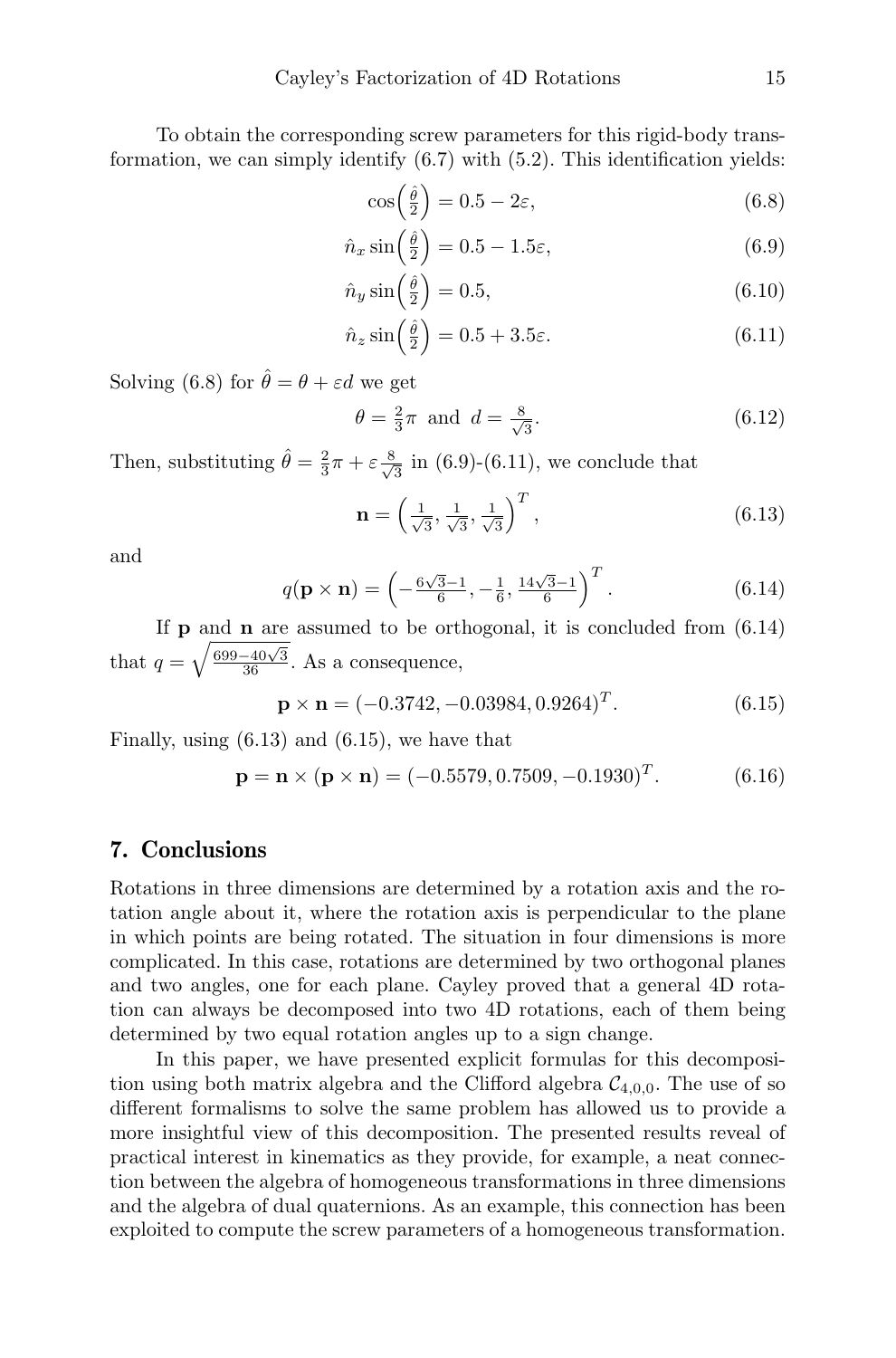To obtain the corresponding screw parameters for this rigid-body transformation, we can simply identify (6.7) with (5.2). This identification yields:

$$\cos\Big(\tfrac{\hat{\theta}}{2}\Big) = 0.5 - 2\varepsilon, \tag{6.8}$$

$$\hat{n}_x \sin\Big(\tfrac{\hat{\theta}}{2}\Big) = 0.5 - 1.5\varepsilon, \tag{6.9}$$

$$\hat{n}_y \sin\Big(\tfrac{\hat{\theta}}{2}\Big) = 0.5, \tag{6.10}$$

$$\hat{n}_z \sin\Big(\tfrac{\hat{\theta}}{2}\Big) = 0.5 + 3.5\varepsilon. \tag{6.11}$$

Solving (6.8) for $\hat{\theta} = \theta + \varepsilon d$ we get

$$\theta = \tfrac{2}{3}\pi \;\text{ and }\; d = \tfrac{8}{\sqrt{3}}. \tag{6.12}$$

Then, substituting $\hat{\theta} = \frac{2}{3}\pi + \varepsilon\frac{8}{\sqrt{3}}$ in (6.9)-(6.11), we conclude that

$$\mathbf{n} = \Big(\tfrac{1}{\sqrt{3}}, \tfrac{1}{\sqrt{3}}, \tfrac{1}{\sqrt{3}}\Big)^T, \tag{6.13}$$

and

$$q(\mathbf{p} \times \mathbf{n}) = \Big(-\tfrac{6\sqrt{3}-1}{6}, -\tfrac{1}{6}, \tfrac{14\sqrt{3}-1}{6}\Big)^T. \tag{6.14}$$

If $\mathbf{p}$ and $\mathbf{n}$ are assumed to be orthogonal, it is concluded from (6.14) that $q = \sqrt{\frac{699-40\sqrt{3}}{36}}$. As a consequence,

$$\mathbf{p} \times \mathbf{n} = (-0.3742, -0.03984, 0.9264)^T. \tag{6.15}$$

Finally, using (6.13) and (6.15), we have that

$$\mathbf{p} = \mathbf{n} \times (\mathbf{p} \times \mathbf{n}) = (-0.5579, 0.7509, -0.1930)^T. \tag{6.16}$$

## 7. Conclusions

Rotations in three dimensions are determined by a rotation axis and the rotation angle about it, where the rotation axis is perpendicular to the plane in which points are being rotated. The situation in four dimensions is more complicated. In this case, rotations are determined by two orthogonal planes and two angles, one for each plane. Cayley proved that a general 4D rotation can always be decomposed into two 4D rotations, each of them being determined by two equal rotation angles up to a sign change.

In this paper, we have presented explicit formulas for this decomposition using both matrix algebra and the Clifford algebra $\mathcal{C}_{4,0,0}$. The use of so different formalisms to solve the same problem has allowed us to provide a more insightful view of this decomposition. The presented results reveal of practical interest in kinematics as they provide, for example, a neat connection between the algebra of homogeneous transformations in three dimensions and the algebra of dual quaternions. As an example, this connection has been exploited to compute the screw parameters of a homogeneous transformation.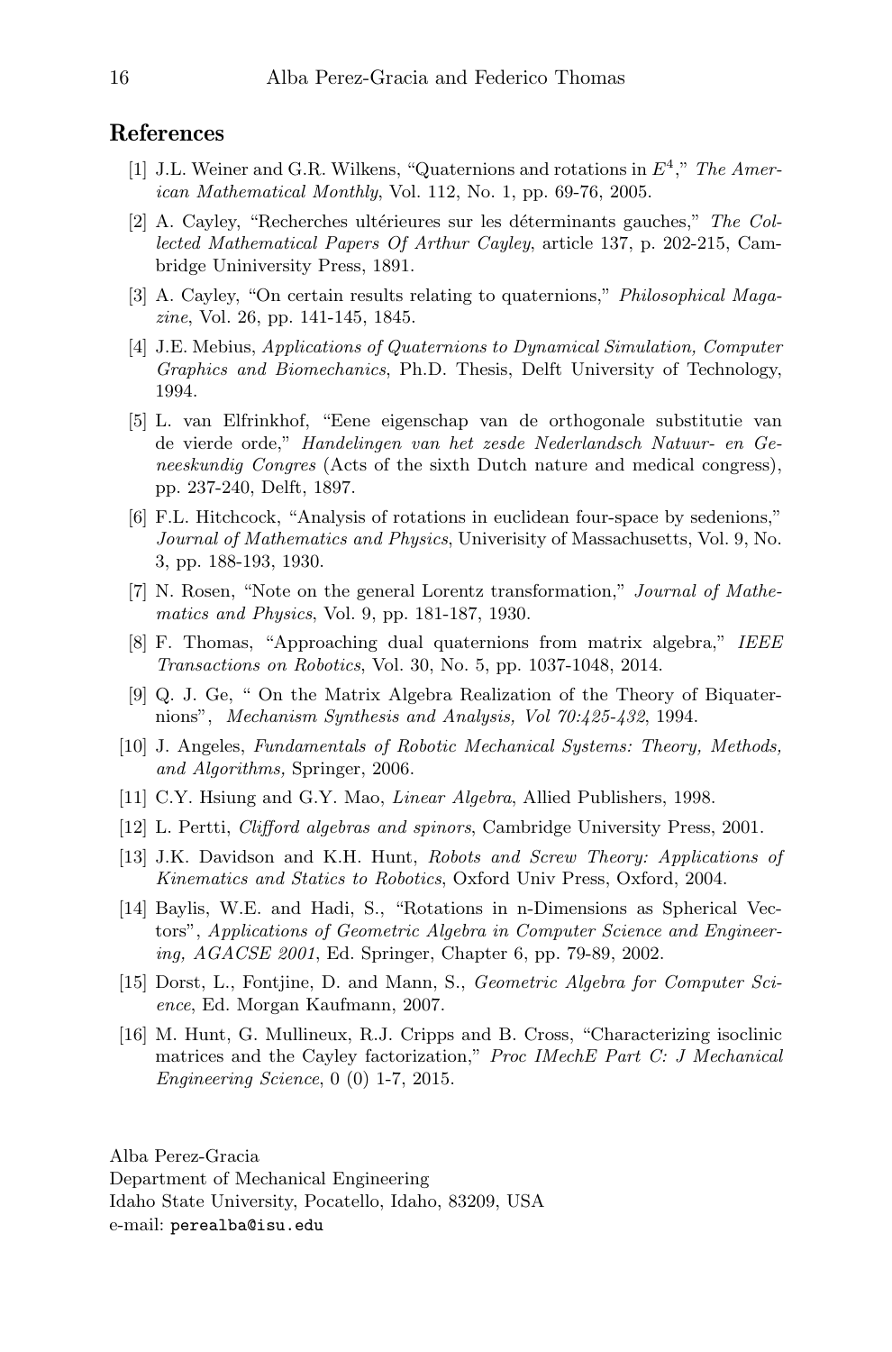## References

[1] J.L. Weiner and G.R. Wilkens, "Quaternions and rotations in $E^4$," *The American Mathematical Monthly*, Vol. 112, No. 1, pp. 69-76, 2005.

[2] A. Cayley, "Recherches ultérieures sur les déterminants gauches," *The Collected Mathematical Papers Of Arthur Cayley*, article 137, p. 202-215, Cambridge Uniniversity Press, 1891.

[3] A. Cayley, "On certain results relating to quaternions," *Philosophical Magazine*, Vol. 26, pp. 141-145, 1845.

[4] J.E. Mebius, *Applications of Quaternions to Dynamical Simulation, Computer Graphics and Biomechanics*, Ph.D. Thesis, Delft University of Technology, 1994.

[5] L. van Elfrinkhof, "Eene eigenschap van de orthogonale substitutie van de vierde orde," *Handelingen van het zesde Nederlandsch Natuur- en Geneeskundig Congres* (Acts of the sixth Dutch nature and medical congress), pp. 237-240, Delft, 1897.

[6] F.L. Hitchcock, "Analysis of rotations in euclidean four-space by sedenions," *Journal of Mathematics and Physics*, Univerisity of Massachusetts, Vol. 9, No. 3, pp. 188-193, 1930.

[7] N. Rosen, "Note on the general Lorentz transformation," *Journal of Mathematics and Physics*, Vol. 9, pp. 181-187, 1930.

[8] F. Thomas, "Approaching dual quaternions from matrix algebra," *IEEE Transactions on Robotics*, Vol. 30, No. 5, pp. 1037-1048, 2014.

[9] Q. J. Ge, " On the Matrix Algebra Realization of the Theory of Biquaternions", *Mechanism Synthesis and Analysis, Vol 70:425-432*, 1994.

[10] J. Angeles, *Fundamentals of Robotic Mechanical Systems: Theory, Methods, and Algorithms,* Springer, 2006.

[11] C.Y. Hsiung and G.Y. Mao, *Linear Algebra*, Allied Publishers, 1998.

[12] L. Pertti, *Clifford algebras and spinors*, Cambridge University Press, 2001.

[13] J.K. Davidson and K.H. Hunt, *Robots and Screw Theory: Applications of Kinematics and Statics to Robotics*, Oxford Univ Press, Oxford, 2004.

[14] Baylis, W.E. and Hadi, S., "Rotations in n-Dimensions as Spherical Vectors", *Applications of Geometric Algebra in Computer Science and Engineering, AGACSE 2001*, Ed. Springer, Chapter 6, pp. 79-89, 2002.

[15] Dorst, L., Fontjine, D. and Mann, S., *Geometric Algebra for Computer Science*, Ed. Morgan Kaufmann, 2007.

[16] M. Hunt, G. Mullineux, R.J. Cripps and B. Cross, "Characterizing isoclinic matrices and the Cayley factorization," *Proc IMechE Part C: J Mechanical Engineering Science*, 0 (0) 1-7, 2015.

Alba Perez-Gracia
Department of Mechanical Engineering
Idaho State University, Pocatello, Idaho, 83209, USA
e-mail: `perealba@isu.edu`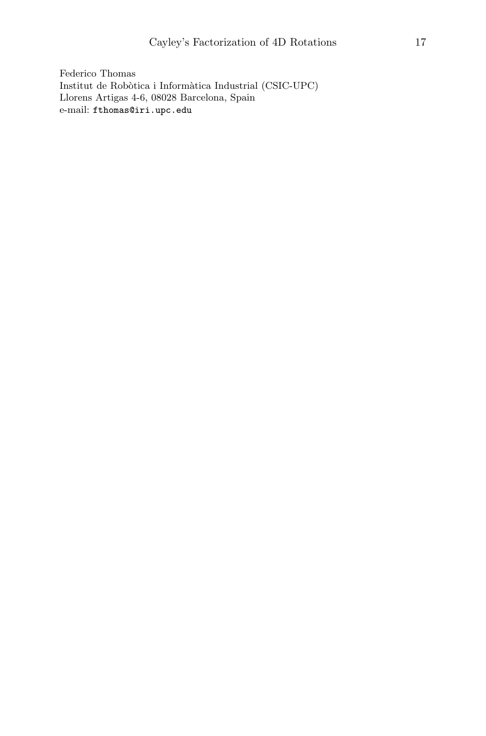Federico Thomas
Institut de Robòtica i Informàtica Industrial (CSIC-UPC)
Llorens Artigas 4-6, 08028 Barcelona, Spain
e-mail: `fthomas@iri.upc.edu`